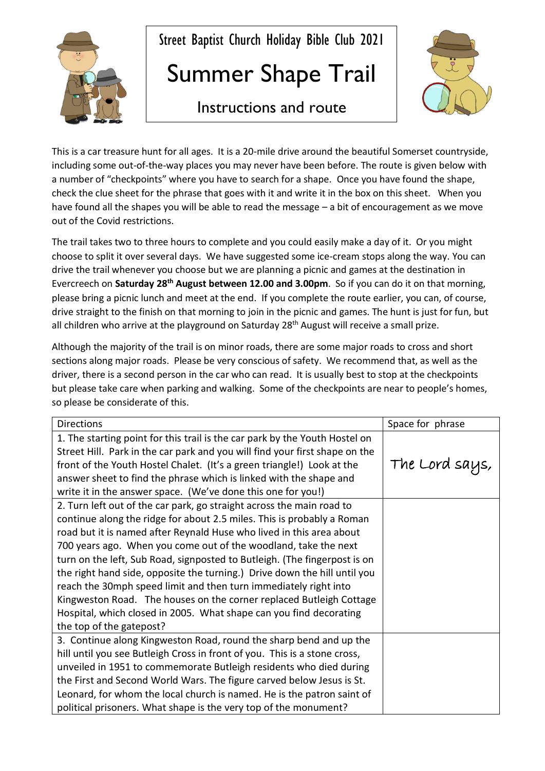Street Baptist Church Holiday Bible Club 2021

# Summer Shape Trail

## Instructions and route

This is a car treasure hunt for all ages. It is a 20-mile drive around the beautiful Somerset countryside, including some out-of-the-way places you may never have been before. The route is given below with a number of "checkpoints" where you have to search for a shape. Once you have found the shape, check the clue sheet for the phrase that goes with it and write it in the box on this sheet. When you have found all the shapes you will be able to read the message – a bit of encouragement as we move out of the Covid restrictions.

The trail takes two to three hours to complete and you could easily make a day of it. Or you might choose to split it over several days. We have suggested some ice-cream stops along the way. You can drive the trail whenever you choose but we are planning a picnic and games at the destination in Evercreech on **Saturday 28th August between 12.00 and 3.00pm**. So if you can do it on that morning, please bring a picnic lunch and meet at the end. If you complete the route earlier, you can, of course, drive straight to the finish on that morning to join in the picnic and games. The hunt is just for fun, but all children who arrive at the playground on Saturday 28th August will receive a small prize.

Although the majority of the trail is on minor roads, there are some major roads to cross and short sections along major roads. Please be very conscious of safety. We recommend that, as well as the driver, there is a second person in the car who can read. It is usually best to stop at the checkpoints but please take care when parking and walking. Some of the checkpoints are near to people's homes, so please be considerate of this.

| Directions | Space for phrase |
|---|---|
| 1. The starting point for this trail is the car park by the Youth Hostel on Street Hill. Park in the car park and you will find your first shape on the front of the Youth Hostel Chalet. (It's a green triangle!) Look at the answer sheet to find the phrase which is linked with the shape and write it in the answer space. (We've done this one for you!) | The Lord says, |
| 2. Turn left out of the car park, go straight across the main road to continue along the ridge for about 2.5 miles. This is probably a Roman road but it is named after Reynald Huse who lived in this area about 700 years ago. When you come out of the woodland, take the next turn on the left, Sub Road, signposted to Butleigh. (The fingerpost is on the right hand side, opposite the turning.) Drive down the hill until you reach the 30mph speed limit and then turn immediately right into Kingweston Road. The houses on the corner replaced Butleigh Cottage Hospital, which closed in 2005. What shape can you find decorating the top of the gatepost? | |
| 3. Continue along Kingweston Road, round the sharp bend and up the hill until you see Butleigh Cross in front of you. This is a stone cross, unveiled in 1951 to commemorate Butleigh residents who died during the First and Second World Wars. The figure carved below Jesus is St. Leonard, for whom the local church is named. He is the patron saint of political prisoners. What shape is the very top of the monument? | |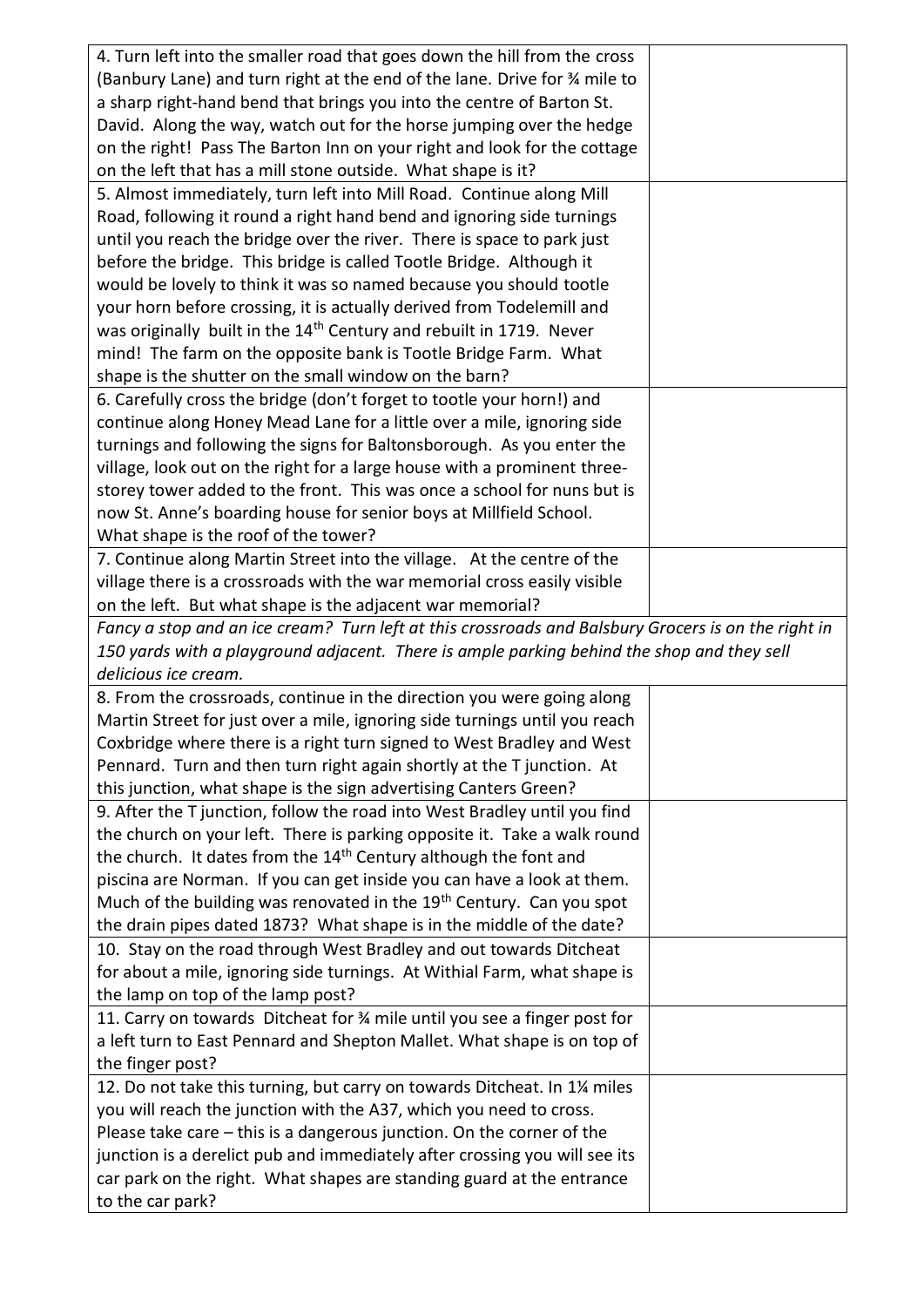| | |
|---|---|
| 4. Turn left into the smaller road that goes down the hill from the cross (Banbury Lane) and turn right at the end of the lane. Drive for ¾ mile to a sharp right-hand bend that brings you into the centre of Barton St. David. Along the way, watch out for the horse jumping over the hedge on the right! Pass The Barton Inn on your right and look for the cottage on the left that has a mill stone outside. What shape is it? | |
| 5. Almost immediately, turn left into Mill Road. Continue along Mill Road, following it round a right hand bend and ignoring side turnings until you reach the bridge over the river. There is space to park just before the bridge. This bridge is called Tootle Bridge. Although it would be lovely to think it was so named because you should tootle your horn before crossing, it is actually derived from Todelemill and was originally built in the 14th Century and rebuilt in 1719. Never mind! The farm on the opposite bank is Tootle Bridge Farm. What shape is the shutter on the small window on the barn? | |
| 6. Carefully cross the bridge (don't forget to tootle your horn!) and continue along Honey Mead Lane for a little over a mile, ignoring side turnings and following the signs for Baltonsborough. As you enter the village, look out on the right for a large house with a prominent three-storey tower added to the front. This was once a school for nuns but is now St. Anne's boarding house for senior boys at Millfield School. What shape is the roof of the tower? | |
| 7. Continue along Martin Street into the village. At the centre of the village there is a crossroads with the war memorial cross easily visible on the left. But what shape is the adjacent war memorial? | |
| *Fancy a stop and an ice cream? Turn left at this crossroads and Balsbury Grocers is on the right in 150 yards with a playground adjacent. There is ample parking behind the shop and they sell delicious ice cream.* | |
| 8. From the crossroads, continue in the direction you were going along Martin Street for just over a mile, ignoring side turnings until you reach Coxbridge where there is a right turn signed to West Bradley and West Pennard. Turn and then turn right again shortly at the T junction. At this junction, what shape is the sign advertising Canters Green? | |
| 9. After the T junction, follow the road into West Bradley until you find the church on your left. There is parking opposite it. Take a walk round the church. It dates from the 14th Century although the font and piscina are Norman. If you can get inside you can have a look at them. Much of the building was renovated in the 19th Century. Can you spot the drain pipes dated 1873? What shape is in the middle of the date? | |
| 10. Stay on the road through West Bradley and out towards Ditcheat for about a mile, ignoring side turnings. At Withial Farm, what shape is the lamp on top of the lamp post? | |
| 11. Carry on towards Ditcheat for ¾ mile until you see a finger post for a left turn to East Pennard and Shepton Mallet. What shape is on top of the finger post? | |
| 12. Do not take this turning, but carry on towards Ditcheat. In 1¼ miles you will reach the junction with the A37, which you need to cross. Please take care – this is a dangerous junction. On the corner of the junction is a derelict pub and immediately after crossing you will see its car park on the right. What shapes are standing guard at the entrance to the car park? | |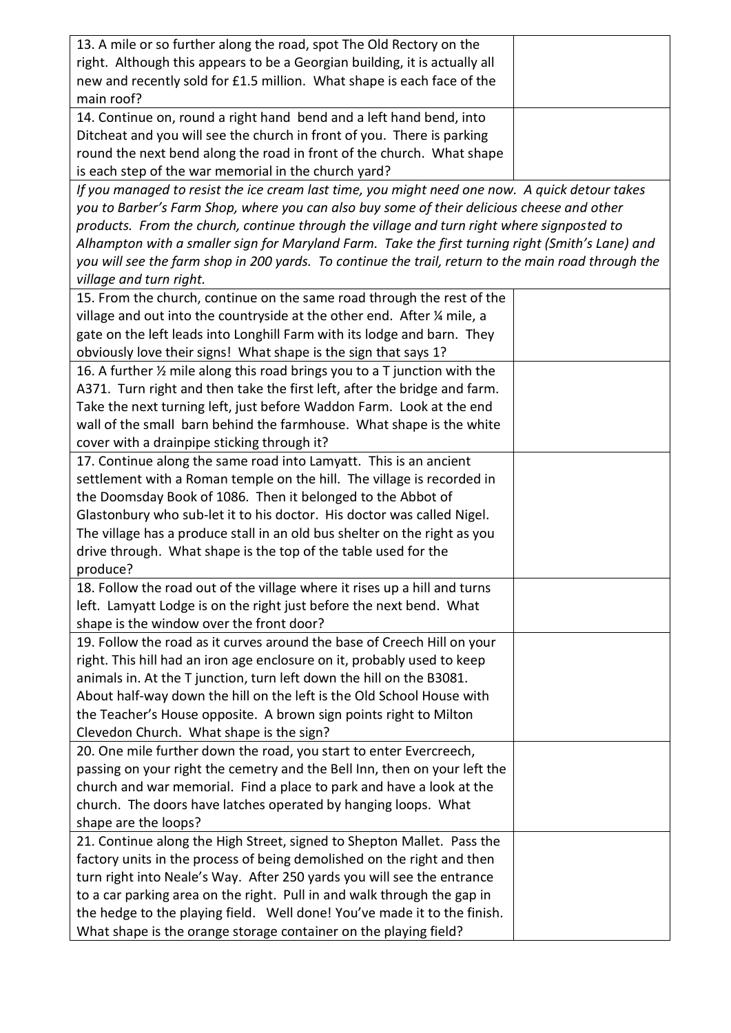| | |
|---|---|
| 13. A mile or so further along the road, spot The Old Rectory on the right. Although this appears to be a Georgian building, it is actually all new and recently sold for £1.5 million. What shape is each face of the main roof? | |
| 14. Continue on, round a right hand bend and a left hand bend, into Ditcheat and you will see the church in front of you. There is parking round the next bend along the road in front of the church. What shape is each step of the war memorial in the church yard? | |
| *If you managed to resist the ice cream last time, you might need one now. A quick detour takes you to Barber's Farm Shop, where you can also buy some of their delicious cheese and other products. From the church, continue through the village and turn right where signposted to Alhampton with a smaller sign for Maryland Farm. Take the first turning right (Smith's Lane) and you will see the farm shop in 200 yards. To continue the trail, return to the main road through the village and turn right.* | |
| 15. From the church, continue on the same road through the rest of the village and out into the countryside at the other end. After ¼ mile, a gate on the left leads into Longhill Farm with its lodge and barn. They obviously love their signs! What shape is the sign that says 1? | |
| 16. A further ½ mile along this road brings you to a T junction with the A371. Turn right and then take the first left, after the bridge and farm. Take the next turning left, just before Waddon Farm. Look at the end wall of the small barn behind the farmhouse. What shape is the white cover with a drainpipe sticking through it? | |
| 17. Continue along the same road into Lamyatt. This is an ancient settlement with a Roman temple on the hill. The village is recorded in the Doomsday Book of 1086. Then it belonged to the Abbot of Glastonbury who sub-let it to his doctor. His doctor was called Nigel. The village has a produce stall in an old bus shelter on the right as you drive through. What shape is the top of the table used for the produce? | |
| 18. Follow the road out of the village where it rises up a hill and turns left. Lamyatt Lodge is on the right just before the next bend. What shape is the window over the front door? | |
| 19. Follow the road as it curves around the base of Creech Hill on your right. This hill had an iron age enclosure on it, probably used to keep animals in. At the T junction, turn left down the hill on the B3081. About half-way down the hill on the left is the Old School House with the Teacher's House opposite. A brown sign points right to Milton Clevedon Church. What shape is the sign? | |
| 20. One mile further down the road, you start to enter Evercreech, passing on your right the cemetry and the Bell Inn, then on your left the church and war memorial. Find a place to park and have a look at the church. The doors have latches operated by hanging loops. What shape are the loops? | |
| 21. Continue along the High Street, signed to Shepton Mallet. Pass the factory units in the process of being demolished on the right and then turn right into Neale's Way. After 250 yards you will see the entrance to a car parking area on the right. Pull in and walk through the gap in the hedge to the playing field. Well done! You've made it to the finish. What shape is the orange storage container on the playing field? | |